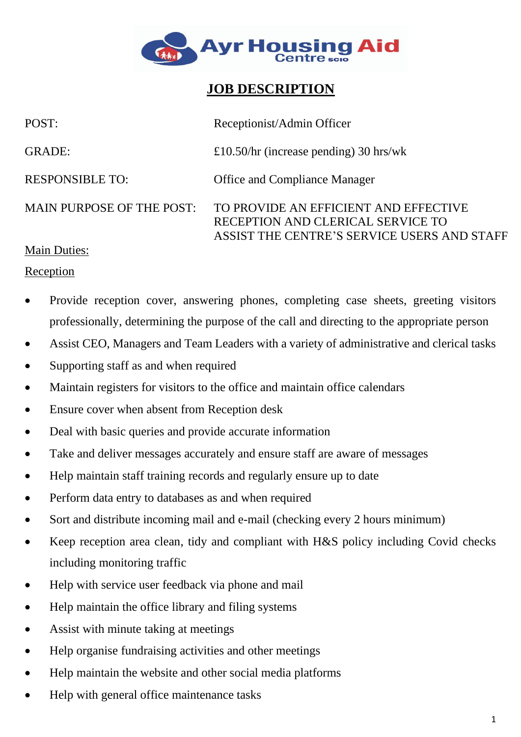# JOB DESCRIPTION

| | |
|---|---|
| POST: | Receptionist/Admin Officer |
| GRADE: | £10.50/hr (increase pending) 30 hrs/wk |
| RESPONSIBLE TO: | Office and Compliance Manager |
| MAIN PURPOSE OF THE POST: | TO PROVIDE AN EFFICIENT AND EFFECTIVE RECEPTION AND CLERICAL SERVICE TO ASSIST THE CENTRE'S SERVICE USERS AND STAFF |

Main Duties:

Reception

- Provide reception cover, answering phones, completing case sheets, greeting visitors professionally, determining the purpose of the call and directing to the appropriate person
- Assist CEO, Managers and Team Leaders with a variety of administrative and clerical tasks
- Supporting staff as and when required
- Maintain registers for visitors to the office and maintain office calendars
- Ensure cover when absent from Reception desk
- Deal with basic queries and provide accurate information
- Take and deliver messages accurately and ensure staff are aware of messages
- Help maintain staff training records and regularly ensure up to date
- Perform data entry to databases as and when required
- Sort and distribute incoming mail and e-mail (checking every 2 hours minimum)
- Keep reception area clean, tidy and compliant with H&S policy including Covid checks including monitoring traffic
- Help with service user feedback via phone and mail
- Help maintain the office library and filing systems
- Assist with minute taking at meetings
- Help organise fundraising activities and other meetings
- Help maintain the website and other social media platforms
- Help with general office maintenance tasks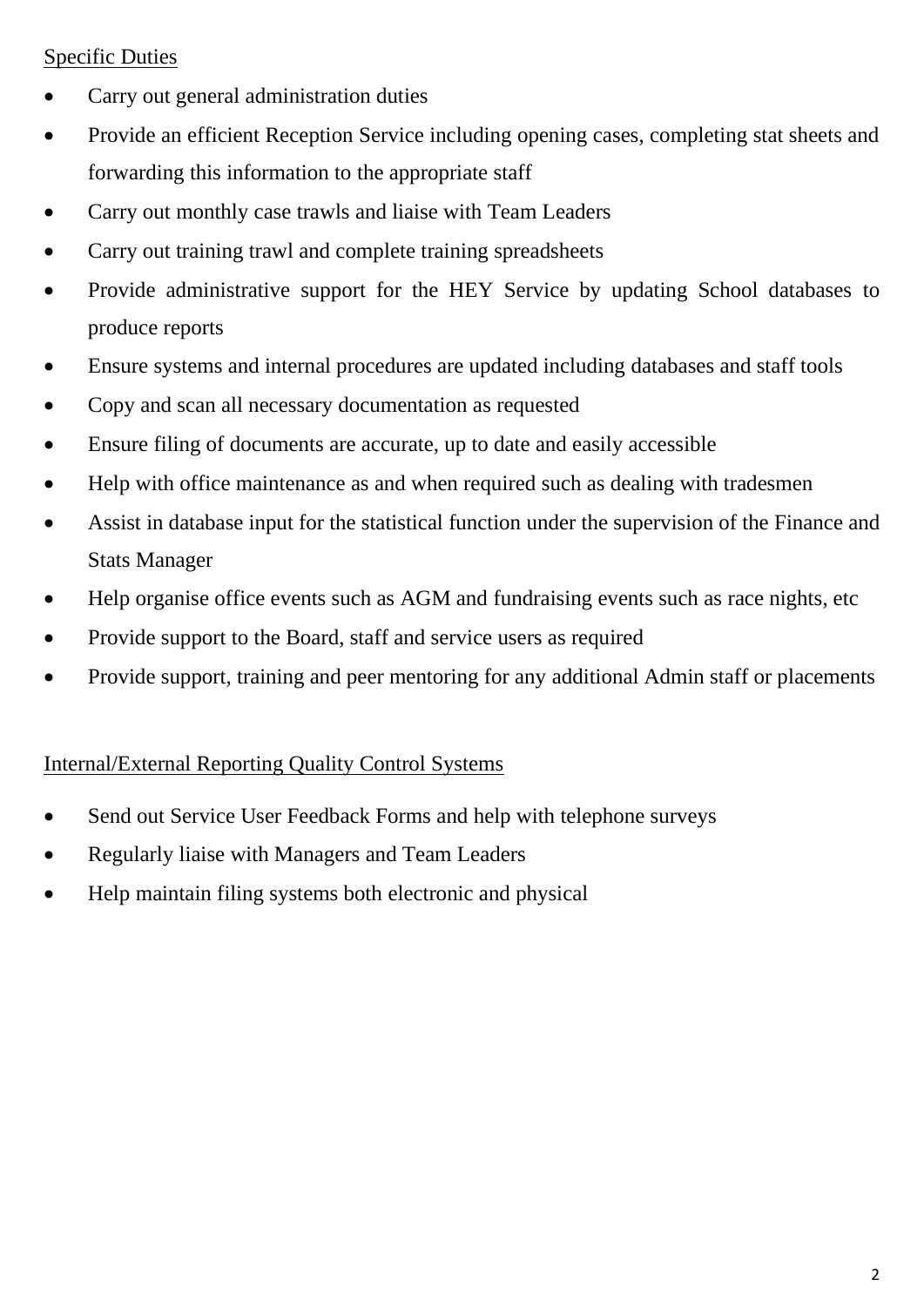## Specific Duties

- Carry out general administration duties
- Provide an efficient Reception Service including opening cases, completing stat sheets and forwarding this information to the appropriate staff
- Carry out monthly case trawls and liaise with Team Leaders
- Carry out training trawl and complete training spreadsheets
- Provide administrative support for the HEY Service by updating School databases to produce reports
- Ensure systems and internal procedures are updated including databases and staff tools
- Copy and scan all necessary documentation as requested
- Ensure filing of documents are accurate, up to date and easily accessible
- Help with office maintenance as and when required such as dealing with tradesmen
- Assist in database input for the statistical function under the supervision of the Finance and Stats Manager
- Help organise office events such as AGM and fundraising events such as race nights, etc
- Provide support to the Board, staff and service users as required
- Provide support, training and peer mentoring for any additional Admin staff or placements

## Internal/External Reporting Quality Control Systems

- Send out Service User Feedback Forms and help with telephone surveys
- Regularly liaise with Managers and Team Leaders
- Help maintain filing systems both electronic and physical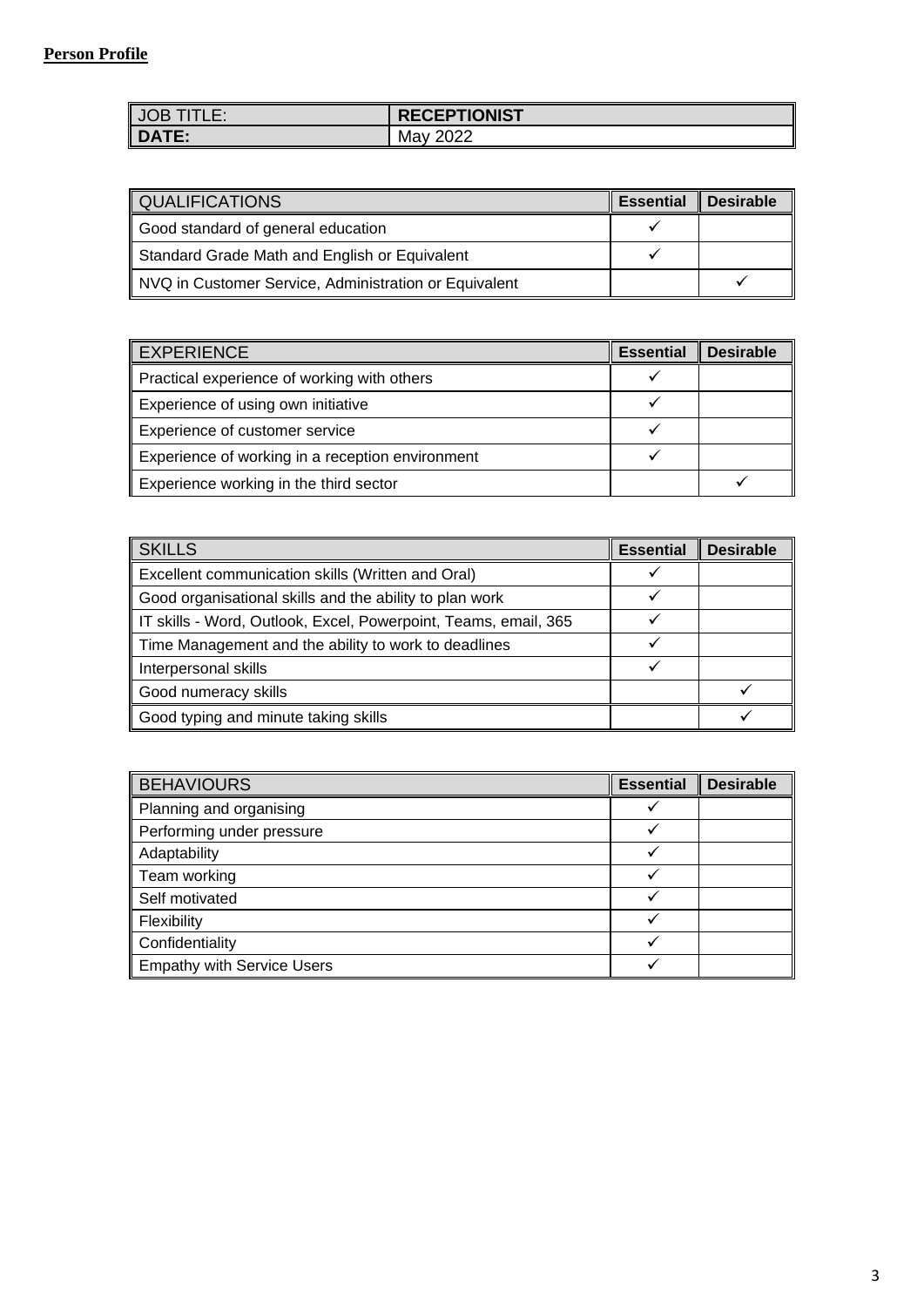**Person Profile**

| | |
|---|---|
| JOB TITLE: | **RECEPTIONIST** |
| **DATE:** | May 2022 |

| QUALIFICATIONS | Essential | Desirable |
|---|---|---|
| Good standard of general education | ✓ | |
| Standard Grade Math and English or Equivalent | ✓ | |
| NVQ in Customer Service, Administration or Equivalent | | ✓ |

| EXPERIENCE | Essential | Desirable |
|---|---|---|
| Practical experience of working with others | ✓ | |
| Experience of using own initiative | ✓ | |
| Experience of customer service | ✓ | |
| Experience of working in a reception environment | ✓ | |
| Experience working in the third sector | | ✓ |

| SKILLS | Essential | Desirable |
|---|---|---|
| Excellent communication skills (Written and Oral) | ✓ | |
| Good organisational skills and the ability to plan work | ✓ | |
| IT skills - Word, Outlook, Excel, Powerpoint, Teams, email, 365 | ✓ | |
| Time Management and the ability to work to deadlines | ✓ | |
| Interpersonal skills | ✓ | |
| Good numeracy skills | | ✓ |
| Good typing and minute taking skills | | ✓ |

| BEHAVIOURS | Essential | Desirable |
|---|---|---|
| Planning and organising | ✓ | |
| Performing under pressure | ✓ | |
| Adaptability | ✓ | |
| Team working | ✓ | |
| Self motivated | ✓ | |
| Flexibility | ✓ | |
| Confidentiality | ✓ | |
| Empathy with Service Users | ✓ | |